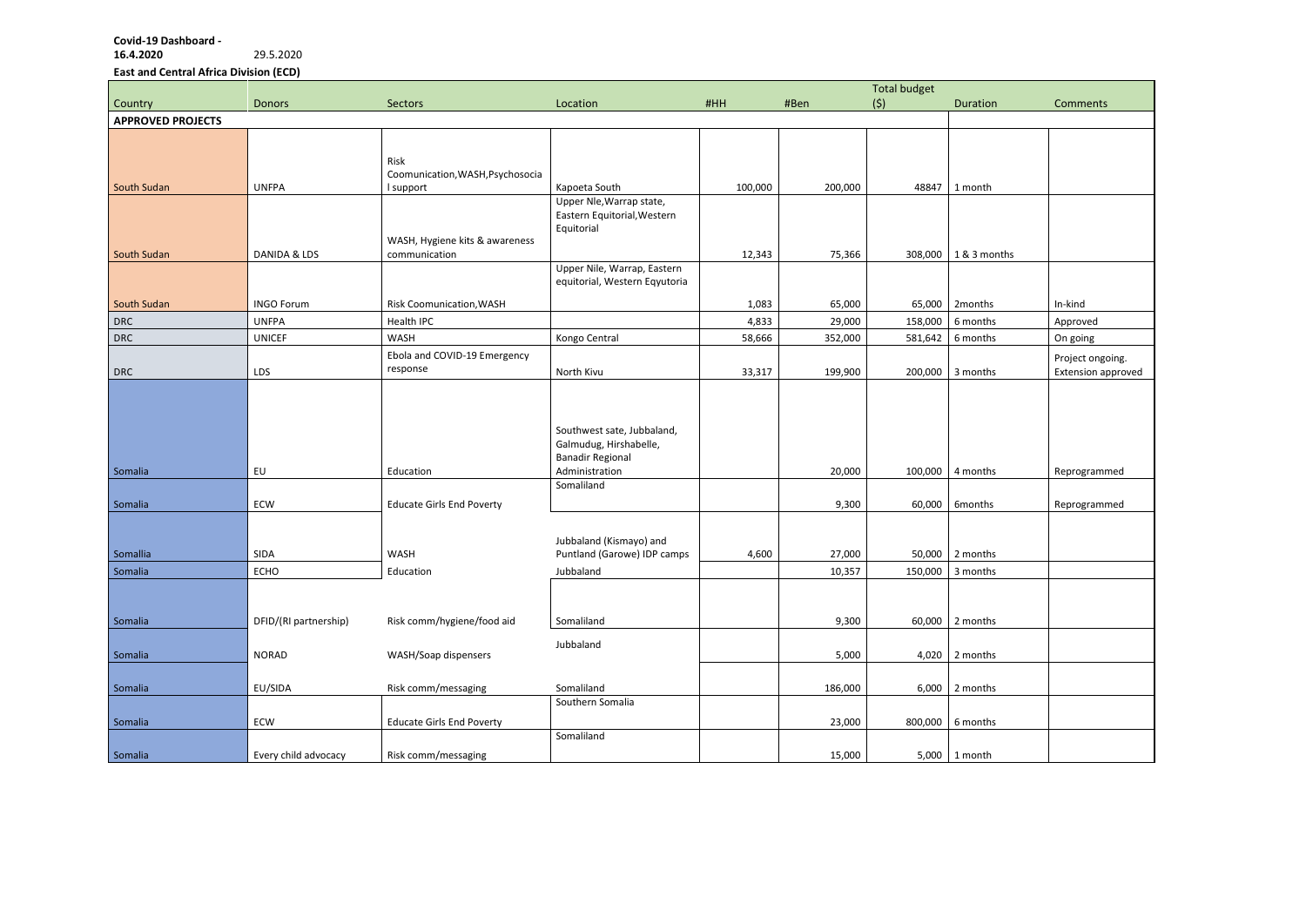**Covid-19 Dashboard -**
**16.4.2020** 29.5.2020

**East and Central Africa Division (ECD)**

| Country | Donors | Sectors | Location | #HH | #Ben | Total budget ($) | Duration | Comments |
|---|---|---|---|---|---|---|---|---|
| **APPROVED PROJECTS** | | | | | | | | |
| South Sudan | UNFPA | Risk Coomunication,WASH,Psychosocial support | Kapoeta South | 100,000 | 200,000 | 48847 | 1 month | |
| South Sudan | DANIDA & LDS | WASH, Hygiene kits & awareness communication | Upper Nle,Warrap state, Eastern Equitorial,Western Equitorial | 12,343 | 75,366 | 308,000 | 1 & 3 months | |
| South Sudan | INGO Forum | Risk Coomunication,WASH | Upper Nile, Warrap, Eastern equitorial, Western Eqyutoria | 1,083 | 65,000 | 65,000 | 2months | In-kind |
| DRC | UNFPA | Health IPC | | 4,833 | 29,000 | 158,000 | 6 months | Approved |
| DRC | UNICEF | WASH | Kongo Central | 58,666 | 352,000 | 581,642 | 6 months | On going |
| DRC | LDS | Ebola and COVID-19 Emergency response | North Kivu | 33,317 | 199,900 | 200,000 | 3 months | Project ongoing. Extension approved |
| Somalia | EU | Education | Southwest sate, Jubbaland, Galmudug, Hirshabelle, Banadir Regional Administration | | 20,000 | 100,000 | 4 months | Reprogrammed |
| Somalia | ECW | Educate Girls End Poverty | Somaliland | | 9,300 | 60,000 | 6months | Reprogrammed |
| Somallia | SIDA | WASH | Jubbaland (Kismayo) and Puntland (Garowe) IDP camps | 4,600 | 27,000 | 50,000 | 2 months | |
| Somalia | ECHO | Education | Jubbaland | | 10,357 | 150,000 | 3 months | |
| Somalia | DFID/(RI partnership) | Risk comm/hygiene/food aid | Somaliland | | 9,300 | 60,000 | 2 months | |
| Somalia | NORAD | WASH/Soap dispensers | Jubbaland | | 5,000 | 4,020 | 2 months | |
| Somalia | EU/SIDA | Risk comm/messaging | Somaliland | | 186,000 | 6,000 | 2 months | |
| Somalia | ECW | Educate Girls End Poverty | Southern Somalia | | 23,000 | 800,000 | 6 months | |
| Somalia | Every child advocacy | Risk comm/messaging | Somaliland | | 15,000 | 5,000 | 1 month | |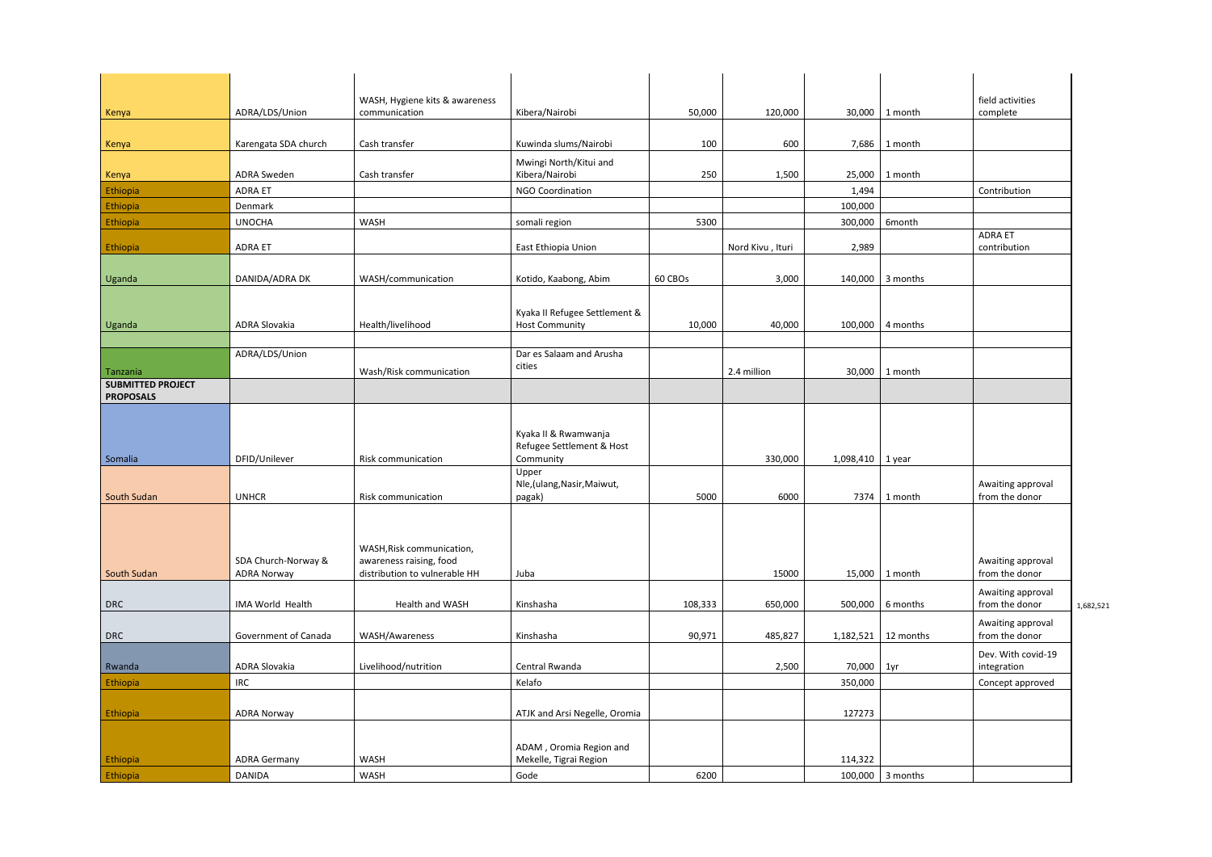| | | | | | | | | | |
|---|---|---|---|---|---|---|---|---|---|
| Kenya | ADRA/LDS/Union | WASH, Hygiene kits & awareness communication | Kibera/Nairobi | 50,000 | 120,000 | 30,000 | 1 month | field activities complete | |
| Kenya | Karengata SDA church | Cash transfer | Kuwinda slums/Nairobi | 100 | 600 | 7,686 | 1 month | | |
| Kenya | ADRA Sweden | Cash transfer | Mwingi North/Kitui and Kibera/Nairobi | 250 | 1,500 | 25,000 | 1 month | | |
| Ethiopia | ADRA ET | | NGO Coordination | | | 1,494 | | Contribution | |
| Ethiopia | Denmark | | | | | 100,000 | | | |
| Ethiopia | UNOCHA | WASH | somali region | 5300 | | 300,000 | 6month | | |
| Ethiopia | ADRA ET | | East Ethiopia Union | | Nord Kivu , Ituri | 2,989 | | ADRA ET contribution | |
| Uganda | DANIDA/ADRA DK | WASH/communication | Kotido, Kaabong, Abim | 60 CBOs | 3,000 | 140,000 | 3 months | | |
| Uganda | ADRA Slovakia | Health/livelihood | Kyaka II Refugee Settlement & Host Community | 10,000 | 40,000 | 100,000 | 4 months | | |
| | | | | | | | | | |
| Tanzania | ADRA/LDS/Union | Wash/Risk communication | Dar es Salaam and Arusha cities | | 2.4 million | 30,000 | 1 month | | |
| **SUBMITTED PROJECT PROPOSALS** | | | | | | | | | |
| Somalia | DFID/Unilever | Risk communication | Kyaka II & Rwamwanja Refugee Settlement & Host Community | | 330,000 | 1,098,410 | 1 year | | |
| South Sudan | UNHCR | Risk communication | Upper Nle,(ulang,Nasir,Maiwut, pagak) | 5000 | 6000 | 7374 | 1 month | Awaiting approval from the donor | |
| South Sudan | SDA Church-Norway & ADRA Norway | WASH,Risk communication, awareness raising, food distribution to vulnerable HH | Juba | | 15000 | 15,000 | 1 month | Awaiting approval from the donor | |
| DRC | IMA World Health | Health and WASH | Kinshasha | 108,333 | 650,000 | 500,000 | 6 months | Awaiting approval from the donor | 1,682,521 |
| DRC | Government of Canada | WASH/Awareness | Kinshasha | 90,971 | 485,827 | 1,182,521 | 12 months | Awaiting approval from the donor | |
| Rwanda | ADRA Slovakia | Livelihood/nutrition | Central Rwanda | | 2,500 | 70,000 | 1yr | Dev. With covid-19 integration | |
| Ethiopia | IRC | | Kelafo | | | 350,000 | | Concept approved | |
| Ethiopia | ADRA Norway | | ATJK and Arsi Negelle, Oromia | | | 127273 | | | |
| Ethiopia | ADRA Germany | WASH | ADAM , Oromia Region and Mekelle, Tigrai Region | | | 114,322 | | | |
| Ethiopia | DANIDA | WASH | Gode | 6200 | | 100,000 | 3 months | | |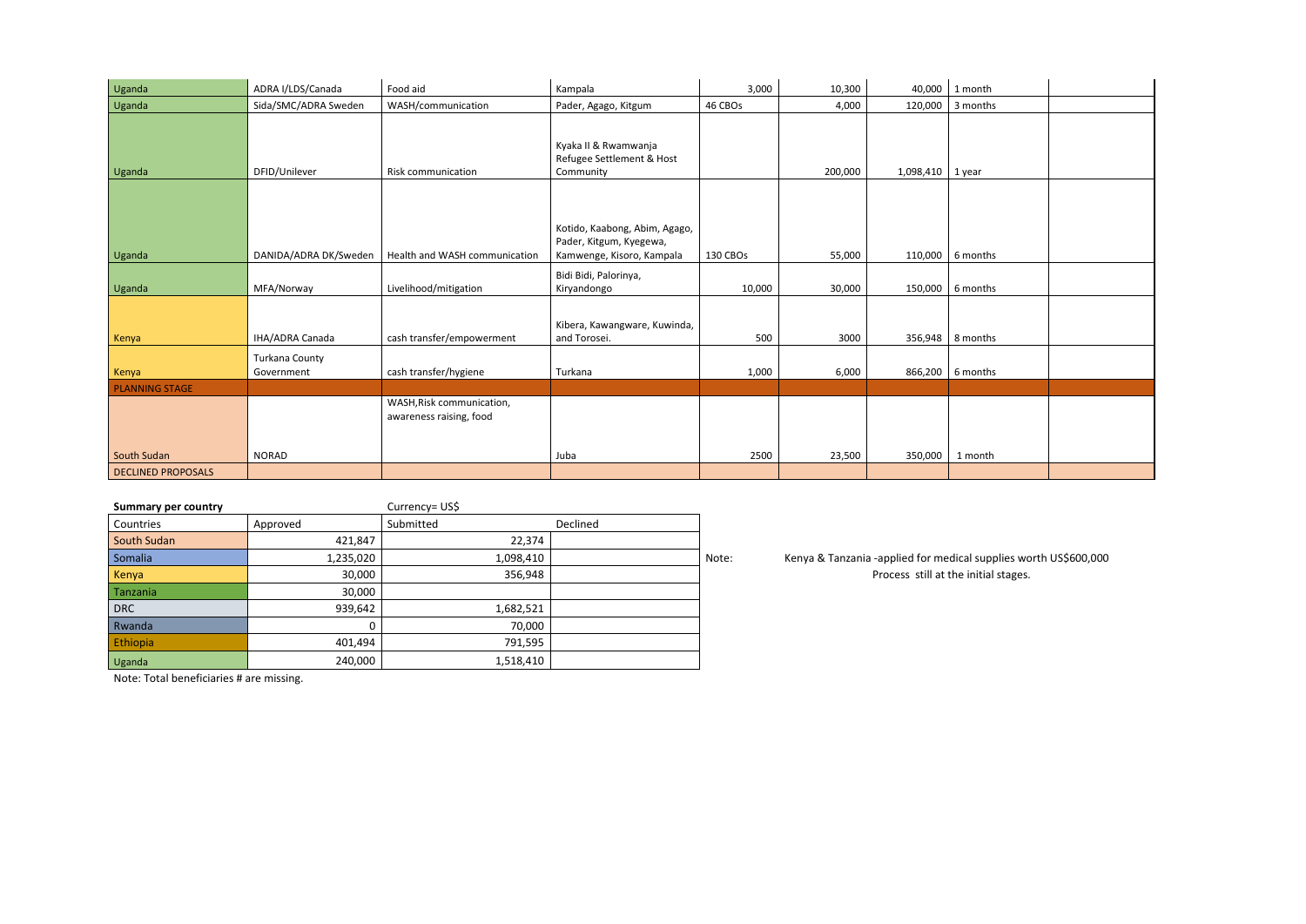| | | | | | | | | |
|---|---|---|---|---|---|---|---|---|
| Uganda | ADRA I/LDS/Canada | Food aid | Kampala | 3,000 | 10,300 | 40,000 | 1 month | |
| Uganda | Sida/SMC/ADRA Sweden | WASH/communication | Pader, Agago, Kitgum | 46 CBOs | 4,000 | 120,000 | 3 months | |
| Uganda | DFID/Unilever | Risk communication | Kyaka II & Rwamwanja Refugee Settlement & Host Community | | 200,000 | 1,098,410 | 1 year | |
| Uganda | DANIDA/ADRA DK/Sweden | Health and WASH communication | Kotido, Kaabong, Abim, Agago, Pader, Kitgum, Kyegewa, Kamwenge, Kisoro, Kampala | 130 CBOs | 55,000 | 110,000 | 6 months | |
| Uganda | MFA/Norway | Livelihood/mitigation | Bidi Bidi, Palorinya, Kiryandongo | 10,000 | 30,000 | 150,000 | 6 months | |
| Kenya | IHA/ADRA Canada | cash transfer/empowerment | Kibera, Kawangware, Kuwinda, and Torosei. | 500 | 3000 | 356,948 | 8 months | |
| Kenya | Turkana County Government | cash transfer/hygiene | Turkana | 1,000 | 6,000 | 866,200 | 6 months | |
| PLANNING STAGE | | | | | | | | |
| South Sudan | NORAD | WASH,Risk communication, awareness raising, food | Juba | 2500 | 23,500 | 350,000 | 1 month | |
| DECLINED PROPOSALS | | | | | | | | |

**Summary per country** Currency= US$

| Countries | Approved | Submitted | Declined |
|---|---|---|---|
| South Sudan | 421,847 | 22,374 | |
| Somalia | 1,235,020 | 1,098,410 | |
| Kenya | 30,000 | 356,948 | |
| Tanzania | 30,000 | | |
| DRC | 939,642 | 1,682,521 | |
| Rwanda | 0 | 70,000 | |
| Ethiopia | 401,494 | 791,595 | |
| Uganda | 240,000 | 1,518,410 | |

Note: Total beneficiaries # are missing.

Note: Kenya & Tanzania -applied for medical supplies worth US$600,000
Process still at the initial stages.